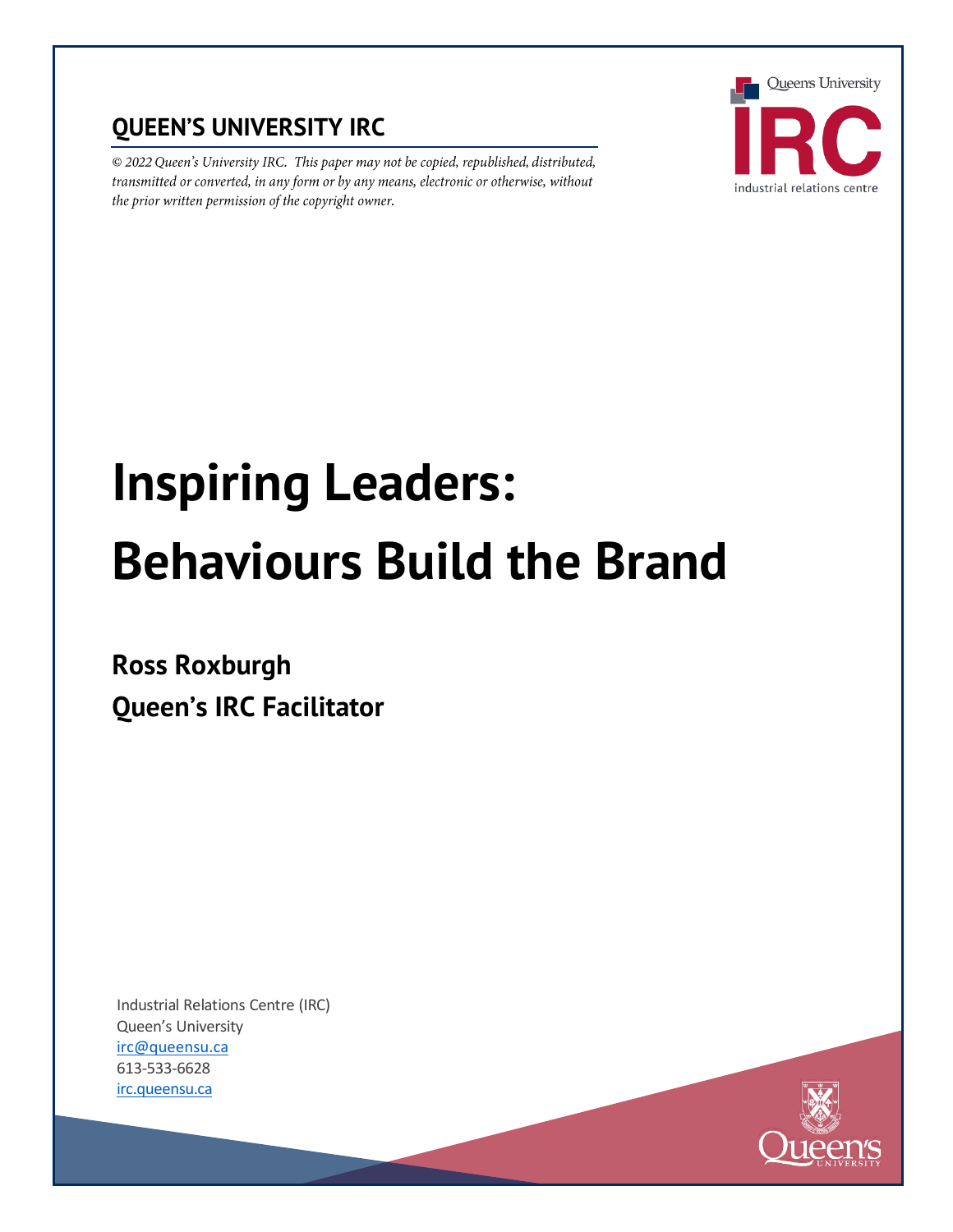**QUEEN'S UNIVERSITY IRC**

*© 2022 Queen's University IRC. This paper may not be copied, republished, distributed, transmitted or converted, in any form or by any means, electronic or otherwise, without the prior written permission of the copyright owner.*

# Inspiring Leaders: Behaviours Build the Brand

**Ross Roxburgh**
**Queen's IRC Facilitator**

Industrial Relations Centre (IRC)
Queen's University
irc@queensu.ca
613-533-6628
irc.queensu.ca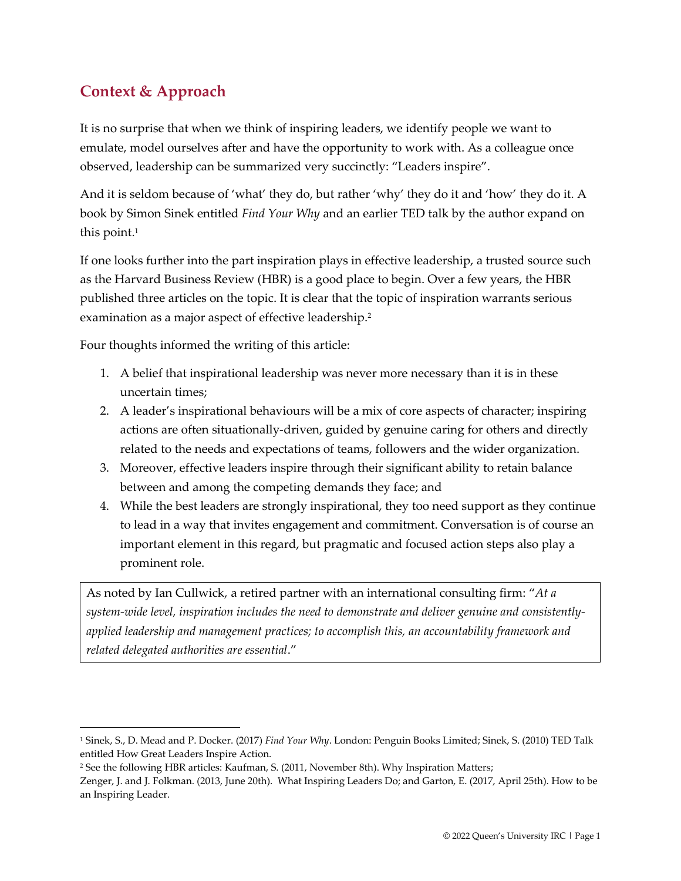## Context & Approach

It is no surprise that when we think of inspiring leaders, we identify people we want to emulate, model ourselves after and have the opportunity to work with. As a colleague once observed, leadership can be summarized very succinctly: "Leaders inspire".

And it is seldom because of 'what' they do, but rather 'why' they do it and 'how' they do it. A book by Simon Sinek entitled *Find Your Why* and an earlier TED talk by the author expand on this point.[1]

If one looks further into the part inspiration plays in effective leadership, a trusted source such as the Harvard Business Review (HBR) is a good place to begin. Over a few years, the HBR published three articles on the topic. It is clear that the topic of inspiration warrants serious examination as a major aspect of effective leadership.[2]

Four thoughts informed the writing of this article:

1. A belief that inspirational leadership was never more necessary than it is in these uncertain times;
2. A leader's inspirational behaviours will be a mix of core aspects of character; inspiring actions are often situationally-driven, guided by genuine caring for others and directly related to the needs and expectations of teams, followers and the wider organization.
3. Moreover, effective leaders inspire through their significant ability to retain balance between and among the competing demands they face; and
4. While the best leaders are strongly inspirational, they too need support as they continue to lead in a way that invites engagement and commitment. Conversation is of course an important element in this regard, but pragmatic and focused action steps also play a prominent role.

> As noted by Ian Cullwick, a retired partner with an international consulting firm: "*At a system-wide level, inspiration includes the need to demonstrate and deliver genuine and consistently-applied leadership and management practices; to accomplish this, an accountability framework and related delegated authorities are essential*."

---

[1] Sinek, S., D. Mead and P. Docker. (2017) *Find Your Why*. London: Penguin Books Limited; Sinek, S. (2010) TED Talk entitled How Great Leaders Inspire Action.

[2] See the following HBR articles: Kaufman, S. (2011, November 8th). Why Inspiration Matters; Zenger, J. and J. Folkman. (2013, June 20th). What Inspiring Leaders Do; and Garton, E. (2017, April 25th). How to be an Inspiring Leader.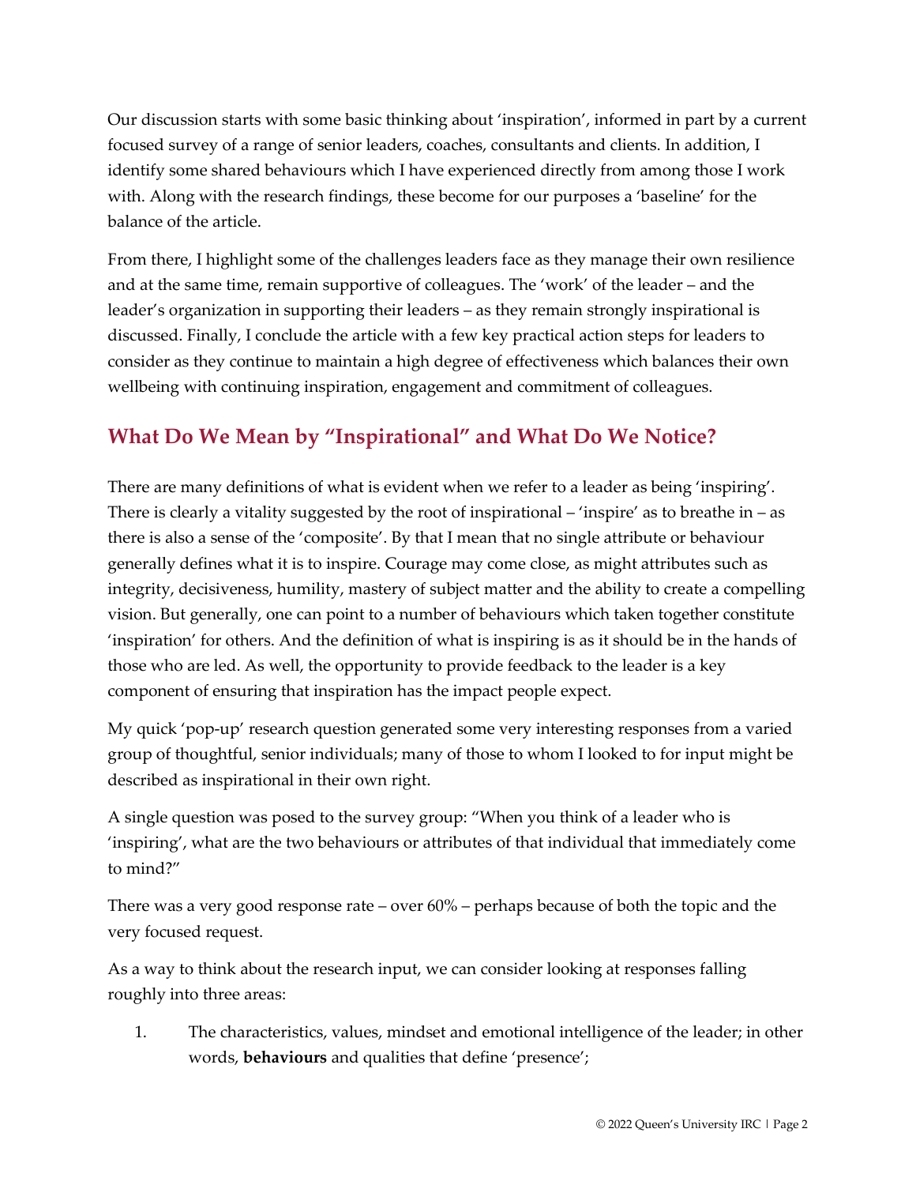Our discussion starts with some basic thinking about 'inspiration', informed in part by a current focused survey of a range of senior leaders, coaches, consultants and clients. In addition, I identify some shared behaviours which I have experienced directly from among those I work with. Along with the research findings, these become for our purposes a 'baseline' for the balance of the article.

From there, I highlight some of the challenges leaders face as they manage their own resilience and at the same time, remain supportive of colleagues. The 'work' of the leader – and the leader's organization in supporting their leaders – as they remain strongly inspirational is discussed. Finally, I conclude the article with a few key practical action steps for leaders to consider as they continue to maintain a high degree of effectiveness which balances their own wellbeing with continuing inspiration, engagement and commitment of colleagues.

## What Do We Mean by "Inspirational" and What Do We Notice?

There are many definitions of what is evident when we refer to a leader as being 'inspiring'. There is clearly a vitality suggested by the root of inspirational – 'inspire' as to breathe in – as there is also a sense of the 'composite'. By that I mean that no single attribute or behaviour generally defines what it is to inspire. Courage may come close, as might attributes such as integrity, decisiveness, humility, mastery of subject matter and the ability to create a compelling vision. But generally, one can point to a number of behaviours which taken together constitute 'inspiration' for others. And the definition of what is inspiring is as it should be in the hands of those who are led. As well, the opportunity to provide feedback to the leader is a key component of ensuring that inspiration has the impact people expect.

My quick 'pop-up' research question generated some very interesting responses from a varied group of thoughtful, senior individuals; many of those to whom I looked to for input might be described as inspirational in their own right.

A single question was posed to the survey group: "When you think of a leader who is 'inspiring', what are the two behaviours or attributes of that individual that immediately come to mind?"

There was a very good response rate – over 60% – perhaps because of both the topic and the very focused request.

As a way to think about the research input, we can consider looking at responses falling roughly into three areas:

1. The characteristics, values, mindset and emotional intelligence of the leader; in other words, **behaviours** and qualities that define 'presence';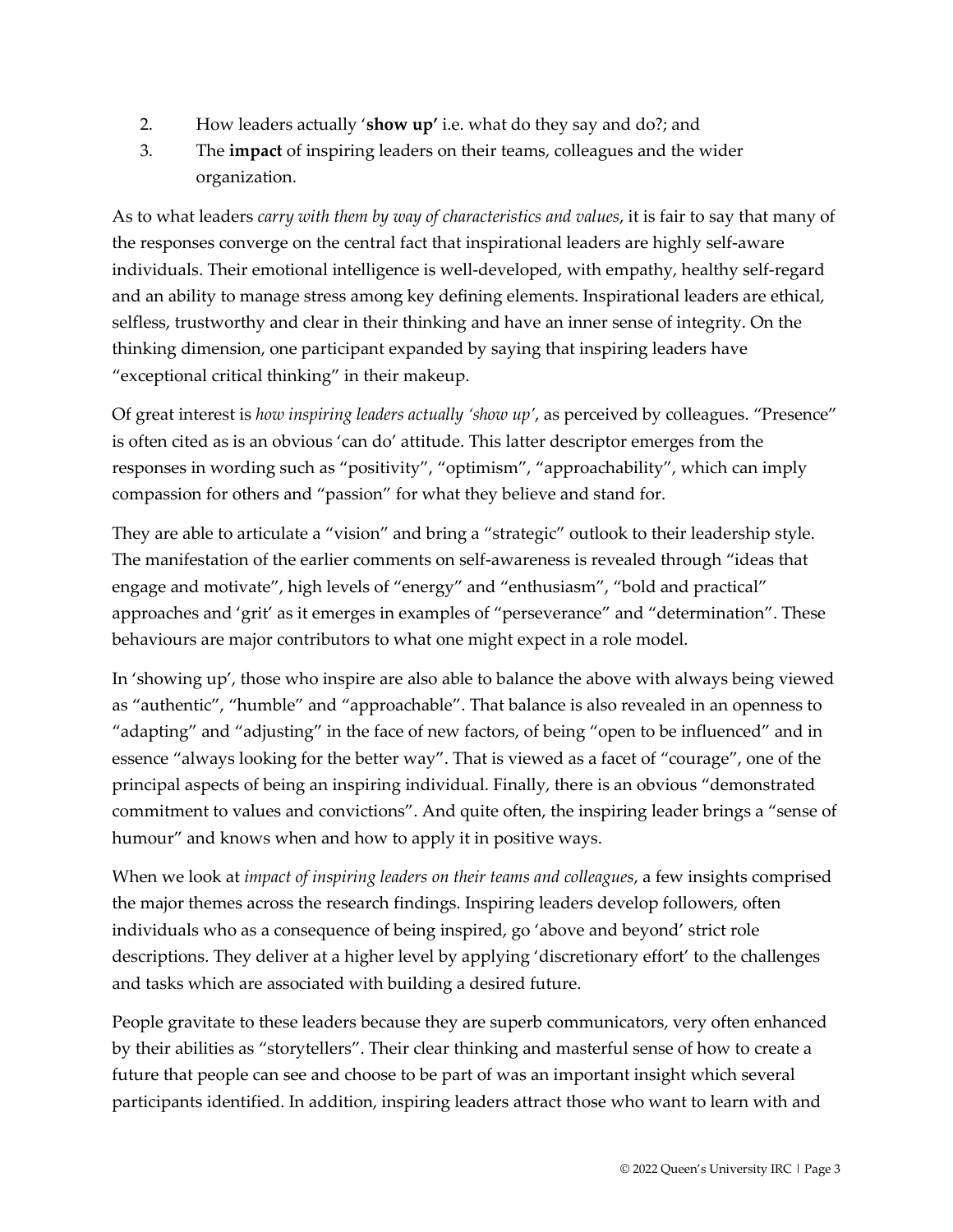2. How leaders actually '**show up'** i.e. what do they say and do?; and
3. The **impact** of inspiring leaders on their teams, colleagues and the wider organization.

As to what leaders *carry with them by way of characteristics and values*, it is fair to say that many of the responses converge on the central fact that inspirational leaders are highly self-aware individuals. Their emotional intelligence is well-developed, with empathy, healthy self-regard and an ability to manage stress among key defining elements. Inspirational leaders are ethical, selfless, trustworthy and clear in their thinking and have an inner sense of integrity. On the thinking dimension, one participant expanded by saying that inspiring leaders have "exceptional critical thinking" in their makeup.

Of great interest is *how inspiring leaders actually 'show up'*, as perceived by colleagues. "Presence" is often cited as is an obvious 'can do' attitude. This latter descriptor emerges from the responses in wording such as "positivity", "optimism", "approachability", which can imply compassion for others and "passion" for what they believe and stand for.

They are able to articulate a "vision" and bring a "strategic" outlook to their leadership style. The manifestation of the earlier comments on self-awareness is revealed through "ideas that engage and motivate", high levels of "energy" and "enthusiasm", "bold and practical" approaches and 'grit' as it emerges in examples of "perseverance" and "determination". These behaviours are major contributors to what one might expect in a role model.

In 'showing up', those who inspire are also able to balance the above with always being viewed as "authentic", "humble" and "approachable". That balance is also revealed in an openness to "adapting" and "adjusting" in the face of new factors, of being "open to be influenced" and in essence "always looking for the better way". That is viewed as a facet of "courage", one of the principal aspects of being an inspiring individual. Finally, there is an obvious "demonstrated commitment to values and convictions". And quite often, the inspiring leader brings a "sense of humour" and knows when and how to apply it in positive ways.

When we look at *impact of inspiring leaders on their teams and colleagues*, a few insights comprised the major themes across the research findings. Inspiring leaders develop followers, often individuals who as a consequence of being inspired, go 'above and beyond' strict role descriptions. They deliver at a higher level by applying 'discretionary effort' to the challenges and tasks which are associated with building a desired future.

People gravitate to these leaders because they are superb communicators, very often enhanced by their abilities as "storytellers". Their clear thinking and masterful sense of how to create a future that people can see and choose to be part of was an important insight which several participants identified. In addition, inspiring leaders attract those who want to learn with and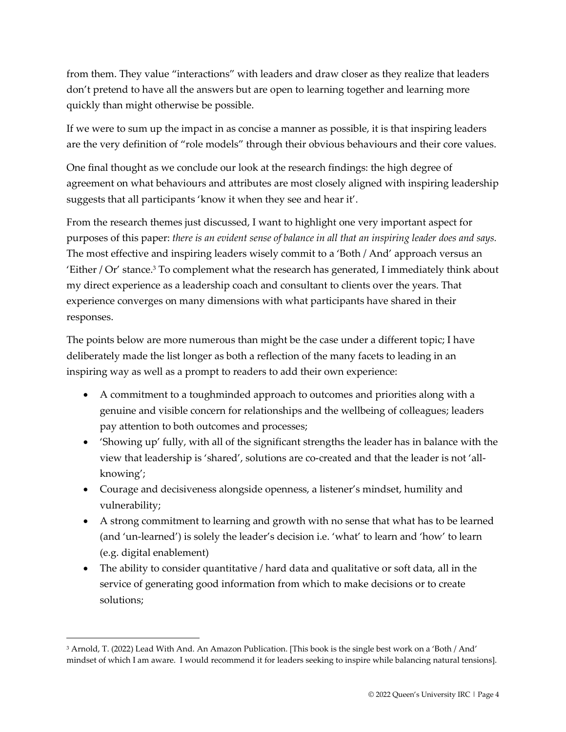from them. They value "interactions" with leaders and draw closer as they realize that leaders don't pretend to have all the answers but are open to learning together and learning more quickly than might otherwise be possible.

If we were to sum up the impact in as concise a manner as possible, it is that inspiring leaders are the very definition of "role models" through their obvious behaviours and their core values.

One final thought as we conclude our look at the research findings: the high degree of agreement on what behaviours and attributes are most closely aligned with inspiring leadership suggests that all participants 'know it when they see and hear it'.

From the research themes just discussed, I want to highlight one very important aspect for purposes of this paper: *there is an evident sense of balance in all that an inspiring leader does and says.* The most effective and inspiring leaders wisely commit to a 'Both / And' approach versus an 'Either / Or' stance.[3] To complement what the research has generated, I immediately think about my direct experience as a leadership coach and consultant to clients over the years. That experience converges on many dimensions with what participants have shared in their responses.

The points below are more numerous than might be the case under a different topic; I have deliberately made the list longer as both a reflection of the many facets to leading in an inspiring way as well as a prompt to readers to add their own experience:

- A commitment to a toughminded approach to outcomes and priorities along with a genuine and visible concern for relationships and the wellbeing of colleagues; leaders pay attention to both outcomes and processes;
- 'Showing up' fully, with all of the significant strengths the leader has in balance with the view that leadership is 'shared', solutions are co-created and that the leader is not 'all-knowing';
- Courage and decisiveness alongside openness, a listener's mindset, humility and vulnerability;
- A strong commitment to learning and growth with no sense that what has to be learned (and 'un-learned') is solely the leader's decision i.e. 'what' to learn and 'how' to learn (e.g. digital enablement)
- The ability to consider quantitative / hard data and qualitative or soft data, all in the service of generating good information from which to make decisions or to create solutions;

[3] Arnold, T. (2022) Lead With And. An Amazon Publication. [This book is the single best work on a 'Both / And' mindset of which I am aware. I would recommend it for leaders seeking to inspire while balancing natural tensions].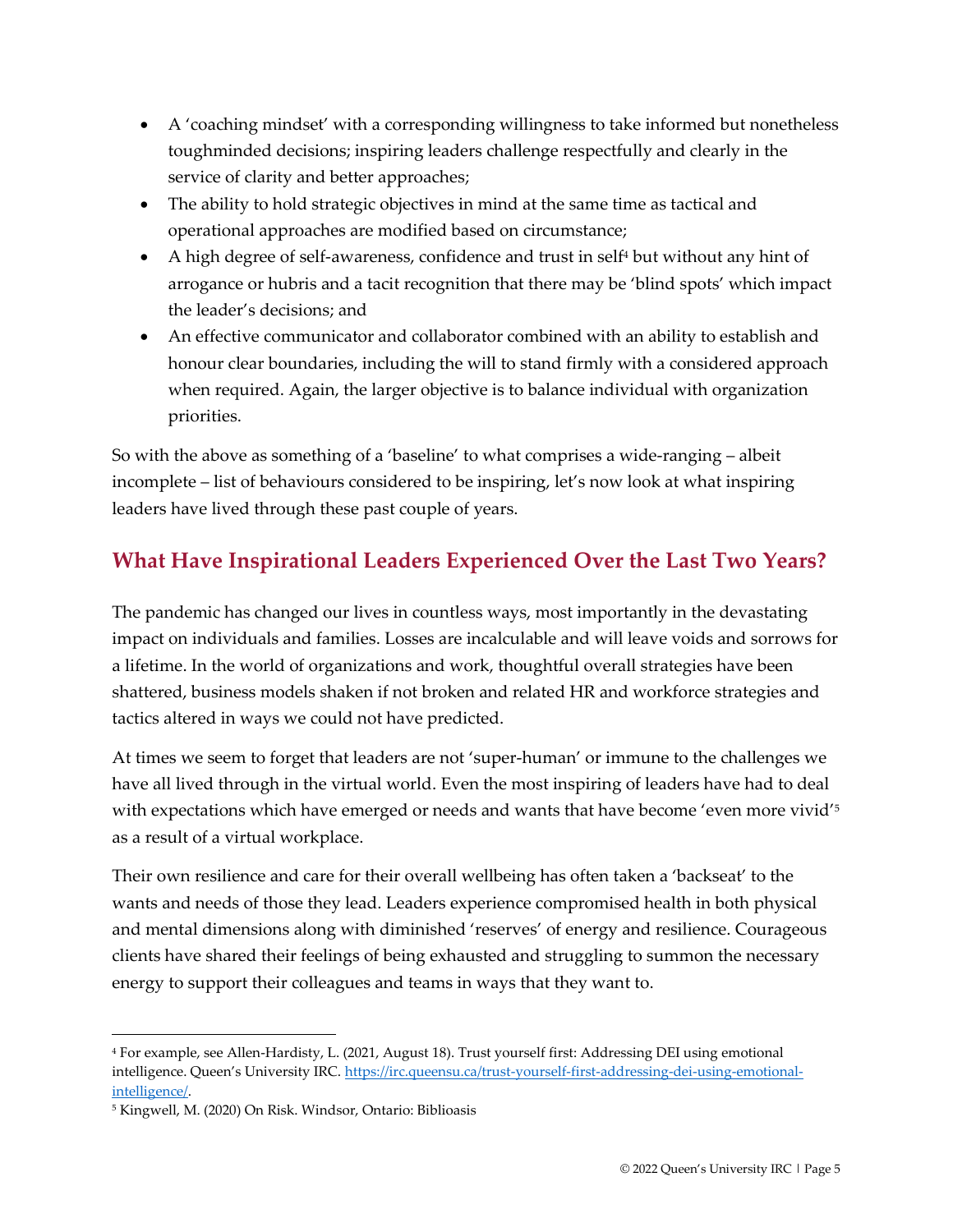- A 'coaching mindset' with a corresponding willingness to take informed but nonetheless toughminded decisions; inspiring leaders challenge respectfully and clearly in the service of clarity and better approaches;
- The ability to hold strategic objectives in mind at the same time as tactical and operational approaches are modified based on circumstance;
- A high degree of self-awareness, confidence and trust in self[4] but without any hint of arrogance or hubris and a tacit recognition that there may be 'blind spots' which impact the leader's decisions; and
- An effective communicator and collaborator combined with an ability to establish and honour clear boundaries, including the will to stand firmly with a considered approach when required. Again, the larger objective is to balance individual with organization priorities.

So with the above as something of a 'baseline' to what comprises a wide-ranging – albeit incomplete – list of behaviours considered to be inspiring, let's now look at what inspiring leaders have lived through these past couple of years.

## What Have Inspirational Leaders Experienced Over the Last Two Years?

The pandemic has changed our lives in countless ways, most importantly in the devastating impact on individuals and families. Losses are incalculable and will leave voids and sorrows for a lifetime. In the world of organizations and work, thoughtful overall strategies have been shattered, business models shaken if not broken and related HR and workforce strategies and tactics altered in ways we could not have predicted.

At times we seem to forget that leaders are not 'super-human' or immune to the challenges we have all lived through in the virtual world. Even the most inspiring of leaders have had to deal with expectations which have emerged or needs and wants that have become 'even more vivid'[5] as a result of a virtual workplace.

Their own resilience and care for their overall wellbeing has often taken a 'backseat' to the wants and needs of those they lead. Leaders experience compromised health in both physical and mental dimensions along with diminished 'reserves' of energy and resilience. Courageous clients have shared their feelings of being exhausted and struggling to summon the necessary energy to support their colleagues and teams in ways that they want to.

---

[4] For example, see Allen-Hardisty, L. (2021, August 18). Trust yourself first: Addressing DEI using emotional intelligence. Queen's University IRC. https://irc.queensu.ca/trust-yourself-first-addressing-dei-using-emotional-intelligence/.

[5] Kingwell, M. (2020) On Risk. Windsor, Ontario: Biblioasis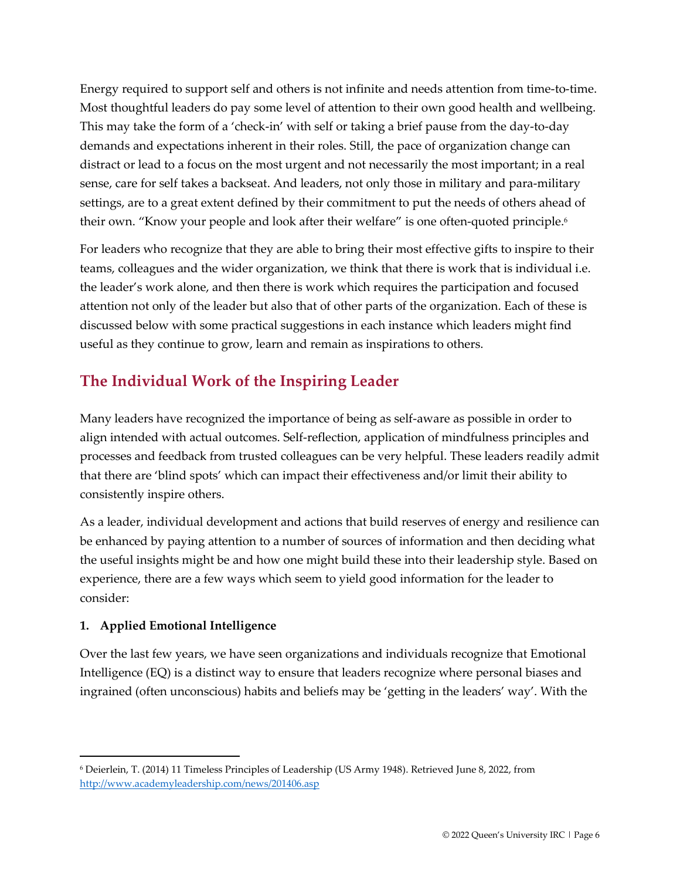Energy required to support self and others is not infinite and needs attention from time-to-time. Most thoughtful leaders do pay some level of attention to their own good health and wellbeing. This may take the form of a 'check-in' with self or taking a brief pause from the day-to-day demands and expectations inherent in their roles. Still, the pace of organization change can distract or lead to a focus on the most urgent and not necessarily the most important; in a real sense, care for self takes a backseat. And leaders, not only those in military and para-military settings, are to a great extent defined by their commitment to put the needs of others ahead of their own. "Know your people and look after their welfare" is one often-quoted principle.[6]

For leaders who recognize that they are able to bring their most effective gifts to inspire to their teams, colleagues and the wider organization, we think that there is work that is individual i.e. the leader's work alone, and then there is work which requires the participation and focused attention not only of the leader but also that of other parts of the organization. Each of these is discussed below with some practical suggestions in each instance which leaders might find useful as they continue to grow, learn and remain as inspirations to others.

## The Individual Work of the Inspiring Leader

Many leaders have recognized the importance of being as self-aware as possible in order to align intended with actual outcomes. Self-reflection, application of mindfulness principles and processes and feedback from trusted colleagues can be very helpful. These leaders readily admit that there are 'blind spots' which can impact their effectiveness and/or limit their ability to consistently inspire others.

As a leader, individual development and actions that build reserves of energy and resilience can be enhanced by paying attention to a number of sources of information and then deciding what the useful insights might be and how one might build these into their leadership style. Based on experience, there are a few ways which seem to yield good information for the leader to consider:

**1. Applied Emotional Intelligence**

Over the last few years, we have seen organizations and individuals recognize that Emotional Intelligence (EQ) is a distinct way to ensure that leaders recognize where personal biases and ingrained (often unconscious) habits and beliefs may be 'getting in the leaders' way'. With the

---

[6] Deierlein, T. (2014) 11 Timeless Principles of Leadership (US Army 1948). Retrieved June 8, 2022, from http://www.academyleadership.com/news/201406.asp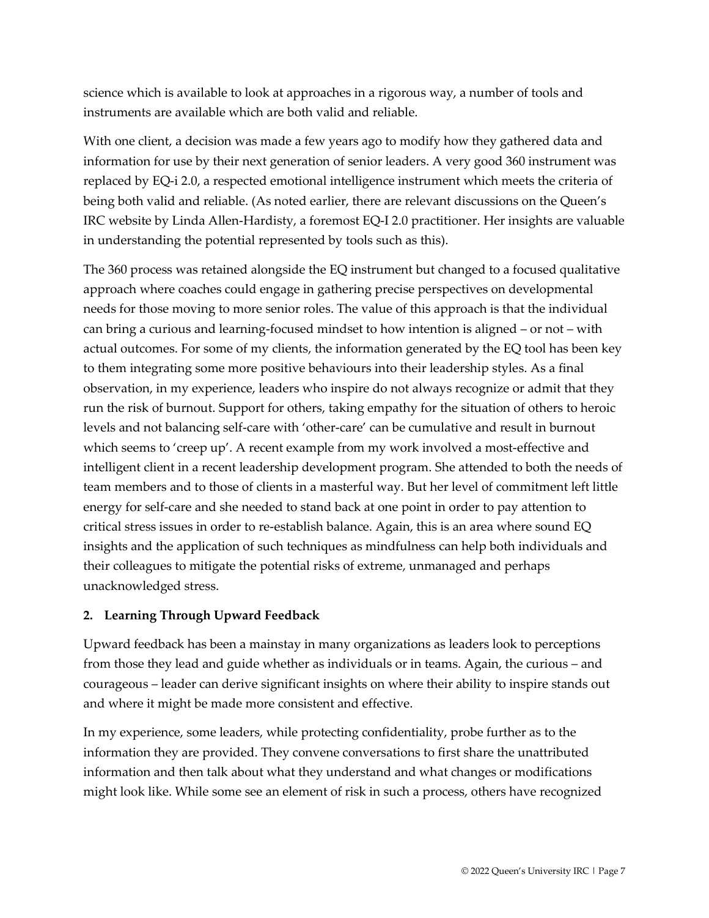science which is available to look at approaches in a rigorous way, a number of tools and instruments are available which are both valid and reliable.

With one client, a decision was made a few years ago to modify how they gathered data and information for use by their next generation of senior leaders. A very good 360 instrument was replaced by EQ-i 2.0, a respected emotional intelligence instrument which meets the criteria of being both valid and reliable. (As noted earlier, there are relevant discussions on the Queen's IRC website by Linda Allen-Hardisty, a foremost EQ-I 2.0 practitioner. Her insights are valuable in understanding the potential represented by tools such as this).

The 360 process was retained alongside the EQ instrument but changed to a focused qualitative approach where coaches could engage in gathering precise perspectives on developmental needs for those moving to more senior roles. The value of this approach is that the individual can bring a curious and learning-focused mindset to how intention is aligned – or not – with actual outcomes. For some of my clients, the information generated by the EQ tool has been key to them integrating some more positive behaviours into their leadership styles. As a final observation, in my experience, leaders who inspire do not always recognize or admit that they run the risk of burnout. Support for others, taking empathy for the situation of others to heroic levels and not balancing self-care with 'other-care' can be cumulative and result in burnout which seems to 'creep up'. A recent example from my work involved a most-effective and intelligent client in a recent leadership development program. She attended to both the needs of team members and to those of clients in a masterful way. But her level of commitment left little energy for self-care and she needed to stand back at one point in order to pay attention to critical stress issues in order to re-establish balance. Again, this is an area where sound EQ insights and the application of such techniques as mindfulness can help both individuals and their colleagues to mitigate the potential risks of extreme, unmanaged and perhaps unacknowledged stress.

**2. Learning Through Upward Feedback**

Upward feedback has been a mainstay in many organizations as leaders look to perceptions from those they lead and guide whether as individuals or in teams. Again, the curious – and courageous – leader can derive significant insights on where their ability to inspire stands out and where it might be made more consistent and effective.

In my experience, some leaders, while protecting confidentiality, probe further as to the information they are provided. They convene conversations to first share the unattributed information and then talk about what they understand and what changes or modifications might look like. While some see an element of risk in such a process, others have recognized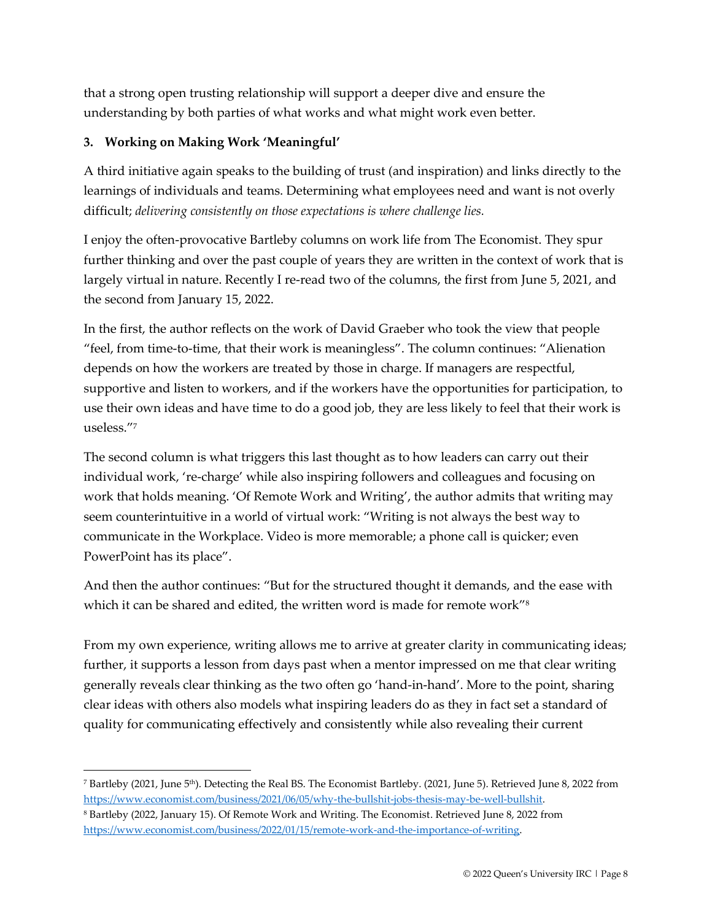that a strong open trusting relationship will support a deeper dive and ensure the understanding by both parties of what works and what might work even better.

### 3. Working on Making Work 'Meaningful'

A third initiative again speaks to the building of trust (and inspiration) and links directly to the learnings of individuals and teams. Determining what employees need and want is not overly difficult; *delivering consistently on those expectations is where challenge lies.*

I enjoy the often-provocative Bartleby columns on work life from The Economist. They spur further thinking and over the past couple of years they are written in the context of work that is largely virtual in nature. Recently I re-read two of the columns, the first from June 5, 2021, and the second from January 15, 2022.

In the first, the author reflects on the work of David Graeber who took the view that people "feel, from time-to-time, that their work is meaningless". The column continues: "Alienation depends on how the workers are treated by those in charge. If managers are respectful, supportive and listen to workers, and if the workers have the opportunities for participation, to use their own ideas and have time to do a good job, they are less likely to feel that their work is useless."[7]

The second column is what triggers this last thought as to how leaders can carry out their individual work, 're-charge' while also inspiring followers and colleagues and focusing on work that holds meaning. 'Of Remote Work and Writing', the author admits that writing may seem counterintuitive in a world of virtual work: "Writing is not always the best way to communicate in the Workplace. Video is more memorable; a phone call is quicker; even PowerPoint has its place".

And then the author continues: "But for the structured thought it demands, and the ease with which it can be shared and edited, the written word is made for remote work"[8]

From my own experience, writing allows me to arrive at greater clarity in communicating ideas; further, it supports a lesson from days past when a mentor impressed on me that clear writing generally reveals clear thinking as the two often go 'hand-in-hand'. More to the point, sharing clear ideas with others also models what inspiring leaders do as they in fact set a standard of quality for communicating effectively and consistently while also revealing their current

---

[7] Bartleby (2021, June 5th). Detecting the Real BS. The Economist Bartleby. (2021, June 5). Retrieved June 8, 2022 from https://www.economist.com/business/2021/06/05/why-the-bullshit-jobs-thesis-may-be-well-bullshit.

[8] Bartleby (2022, January 15). Of Remote Work and Writing. The Economist. Retrieved June 8, 2022 from https://www.economist.com/business/2022/01/15/remote-work-and-the-importance-of-writing.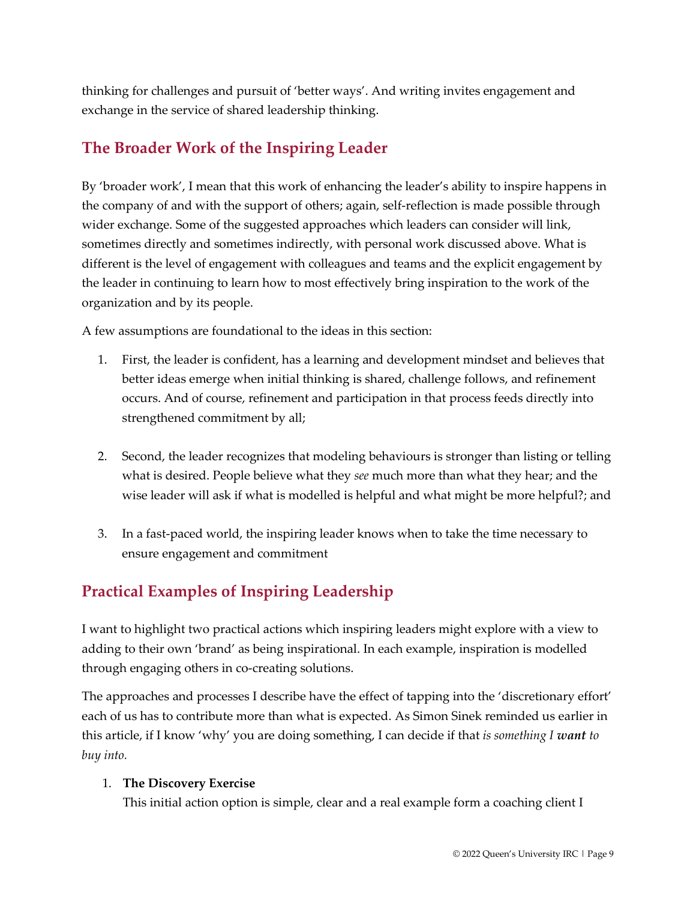thinking for challenges and pursuit of 'better ways'. And writing invites engagement and exchange in the service of shared leadership thinking.

## The Broader Work of the Inspiring Leader

By 'broader work', I mean that this work of enhancing the leader's ability to inspire happens in the company of and with the support of others; again, self-reflection is made possible through wider exchange. Some of the suggested approaches which leaders can consider will link, sometimes directly and sometimes indirectly, with personal work discussed above. What is different is the level of engagement with colleagues and teams and the explicit engagement by the leader in continuing to learn how to most effectively bring inspiration to the work of the organization and by its people.

A few assumptions are foundational to the ideas in this section:

1. First, the leader is confident, has a learning and development mindset and believes that better ideas emerge when initial thinking is shared, challenge follows, and refinement occurs. And of course, refinement and participation in that process feeds directly into strengthened commitment by all;

2. Second, the leader recognizes that modeling behaviours is stronger than listing or telling what is desired. People believe what they *see* much more than what they hear; and the wise leader will ask if what is modelled is helpful and what might be more helpful?; and

3. In a fast-paced world, the inspiring leader knows when to take the time necessary to ensure engagement and commitment

## Practical Examples of Inspiring Leadership

I want to highlight two practical actions which inspiring leaders might explore with a view to adding to their own 'brand' as being inspirational. In each example, inspiration is modelled through engaging others in co-creating solutions.

The approaches and processes I describe have the effect of tapping into the 'discretionary effort' each of us has to contribute more than what is expected. As Simon Sinek reminded us earlier in this article, if I know 'why' you are doing something, I can decide if that *is something I* ***want*** *to buy into.*

1. **The Discovery Exercise**
   This initial action option is simple, clear and a real example form a coaching client I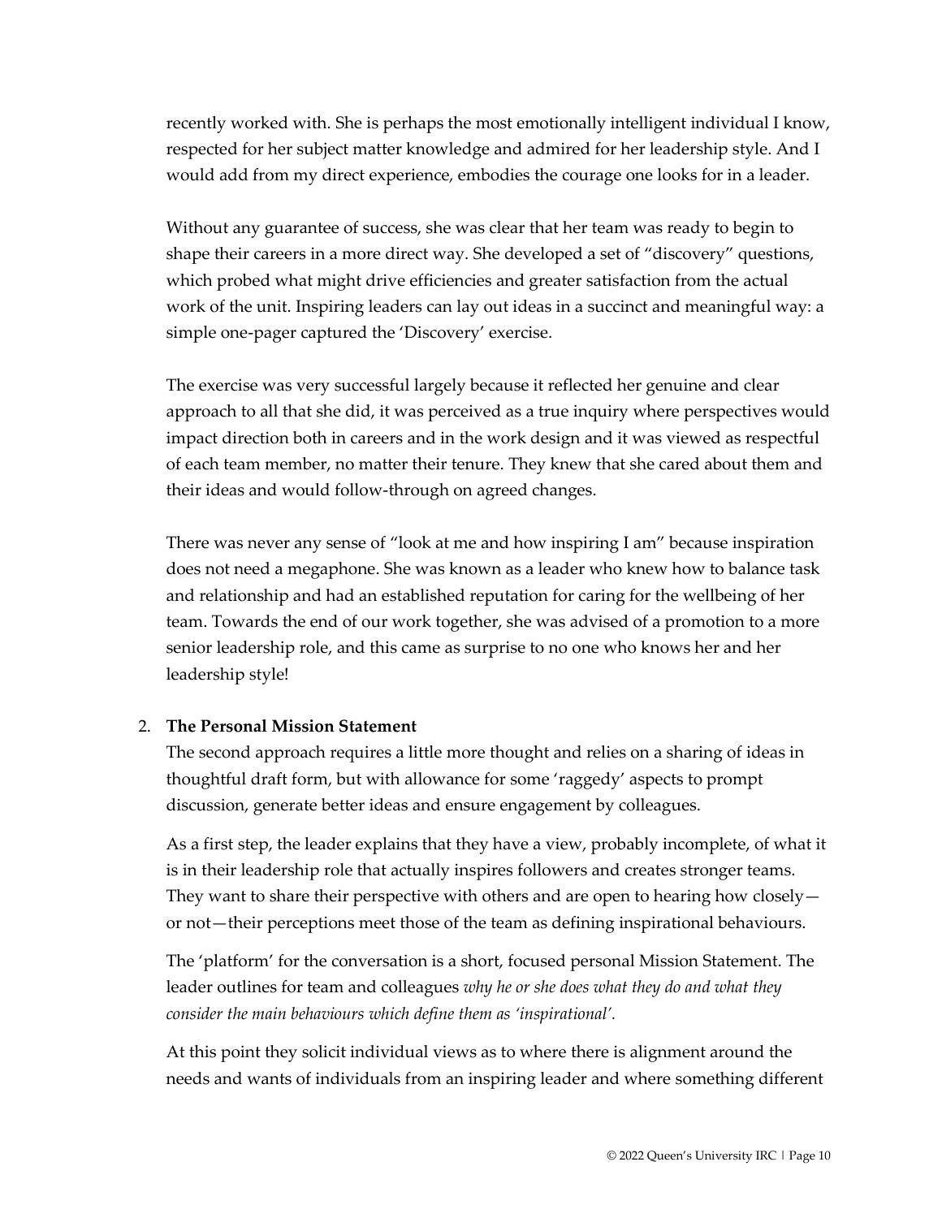recently worked with. She is perhaps the most emotionally intelligent individual I know, respected for her subject matter knowledge and admired for her leadership style. And I would add from my direct experience, embodies the courage one looks for in a leader.

Without any guarantee of success, she was clear that her team was ready to begin to shape their careers in a more direct way. She developed a set of "discovery" questions, which probed what might drive efficiencies and greater satisfaction from the actual work of the unit. Inspiring leaders can lay out ideas in a succinct and meaningful way: a simple one-pager captured the 'Discovery' exercise.

The exercise was very successful largely because it reflected her genuine and clear approach to all that she did, it was perceived as a true inquiry where perspectives would impact direction both in careers and in the work design and it was viewed as respectful of each team member, no matter their tenure. They knew that she cared about them and their ideas and would follow-through on agreed changes.

There was never any sense of "look at me and how inspiring I am" because inspiration does not need a megaphone. She was known as a leader who knew how to balance task and relationship and had an established reputation for caring for the wellbeing of her team. Towards the end of our work together, she was advised of a promotion to a more senior leadership role, and this came as surprise to no one who knows her and her leadership style!

2. **The Personal Mission Statement**

   The second approach requires a little more thought and relies on a sharing of ideas in thoughtful draft form, but with allowance for some 'raggedy' aspects to prompt discussion, generate better ideas and ensure engagement by colleagues.

   As a first step, the leader explains that they have a view, probably incomplete, of what it is in their leadership role that actually inspires followers and creates stronger teams. They want to share their perspective with others and are open to hearing how closely—or not—their perceptions meet those of the team as defining inspirational behaviours.

   The 'platform' for the conversation is a short, focused personal Mission Statement. The leader outlines for team and colleagues *why he or she does what they do and what they consider the main behaviours which define them as 'inspirational'.*

   At this point they solicit individual views as to where there is alignment around the needs and wants of individuals from an inspiring leader and where something different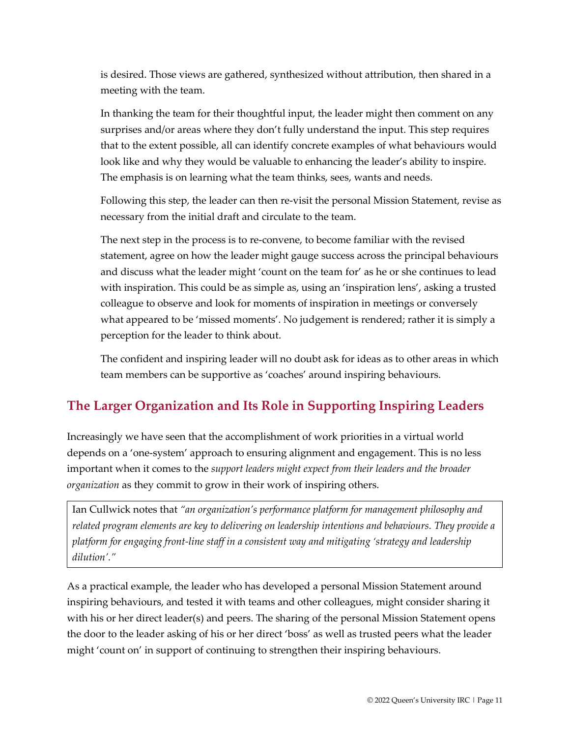is desired. Those views are gathered, synthesized without attribution, then shared in a meeting with the team.

In thanking the team for their thoughtful input, the leader might then comment on any surprises and/or areas where they don't fully understand the input. This step requires that to the extent possible, all can identify concrete examples of what behaviours would look like and why they would be valuable to enhancing the leader's ability to inspire. The emphasis is on learning what the team thinks, sees, wants and needs.

Following this step, the leader can then re-visit the personal Mission Statement, revise as necessary from the initial draft and circulate to the team.

The next step in the process is to re-convene, to become familiar with the revised statement, agree on how the leader might gauge success across the principal behaviours and discuss what the leader might 'count on the team for' as he or she continues to lead with inspiration. This could be as simple as, using an 'inspiration lens', asking a trusted colleague to observe and look for moments of inspiration in meetings or conversely what appeared to be 'missed moments'. No judgement is rendered; rather it is simply a perception for the leader to think about.

The confident and inspiring leader will no doubt ask for ideas as to other areas in which team members can be supportive as 'coaches' around inspiring behaviours.

## The Larger Organization and Its Role in Supporting Inspiring Leaders

Increasingly we have seen that the accomplishment of work priorities in a virtual world depends on a 'one-system' approach to ensuring alignment and engagement. This is no less important when it comes to the *support leaders might expect from their leaders and the broader organization* as they commit to grow in their work of inspiring others.

> Ian Cullwick notes that *"an organization's performance platform for management philosophy and related program elements are key to delivering on leadership intentions and behaviours. They provide a platform for engaging front-line staff in a consistent way and mitigating 'strategy and leadership dilution'."*

As a practical example, the leader who has developed a personal Mission Statement around inspiring behaviours, and tested it with teams and other colleagues, might consider sharing it with his or her direct leader(s) and peers. The sharing of the personal Mission Statement opens the door to the leader asking of his or her direct 'boss' as well as trusted peers what the leader might 'count on' in support of continuing to strengthen their inspiring behaviours.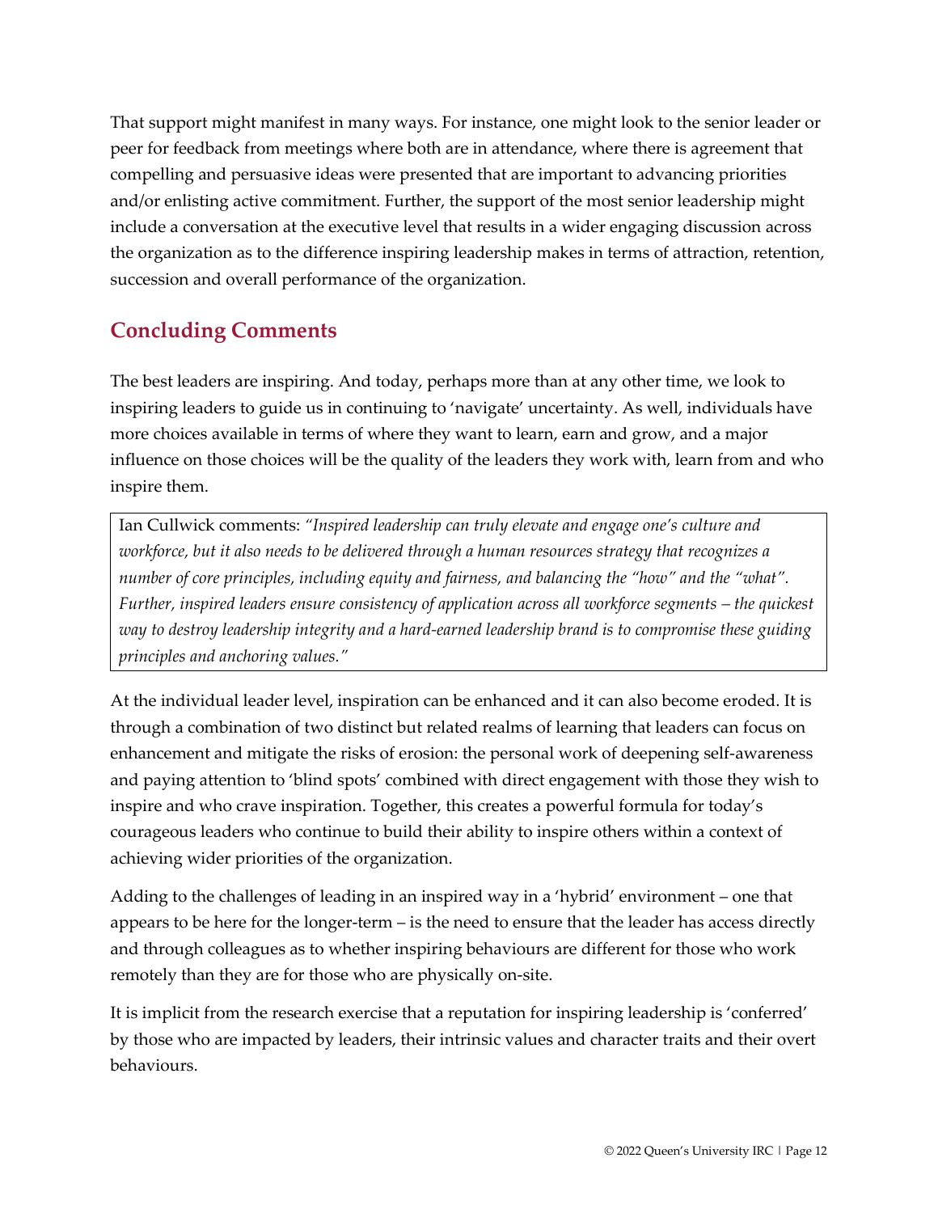That support might manifest in many ways. For instance, one might look to the senior leader or peer for feedback from meetings where both are in attendance, where there is agreement that compelling and persuasive ideas were presented that are important to advancing priorities and/or enlisting active commitment. Further, the support of the most senior leadership might include a conversation at the executive level that results in a wider engaging discussion across the organization as to the difference inspiring leadership makes in terms of attraction, retention, succession and overall performance of the organization.

## Concluding Comments

The best leaders are inspiring. And today, perhaps more than at any other time, we look to inspiring leaders to guide us in continuing to 'navigate' uncertainty. As well, individuals have more choices available in terms of where they want to learn, earn and grow, and a major influence on those choices will be the quality of the leaders they work with, learn from and who inspire them.

> Ian Cullwick comments: *"Inspired leadership can truly elevate and engage one's culture and workforce, but it also needs to be delivered through a human resources strategy that recognizes a number of core principles, including equity and fairness, and balancing the "how" and the "what". Further, inspired leaders ensure consistency of application across all workforce segments – the quickest way to destroy leadership integrity and a hard-earned leadership brand is to compromise these guiding principles and anchoring values."*

At the individual leader level, inspiration can be enhanced and it can also become eroded. It is through a combination of two distinct but related realms of learning that leaders can focus on enhancement and mitigate the risks of erosion: the personal work of deepening self-awareness and paying attention to 'blind spots' combined with direct engagement with those they wish to inspire and who crave inspiration. Together, this creates a powerful formula for today's courageous leaders who continue to build their ability to inspire others within a context of achieving wider priorities of the organization.

Adding to the challenges of leading in an inspired way in a 'hybrid' environment – one that appears to be here for the longer-term – is the need to ensure that the leader has access directly and through colleagues as to whether inspiring behaviours are different for those who work remotely than they are for those who are physically on-site.

It is implicit from the research exercise that a reputation for inspiring leadership is 'conferred' by those who are impacted by leaders, their intrinsic values and character traits and their overt behaviours.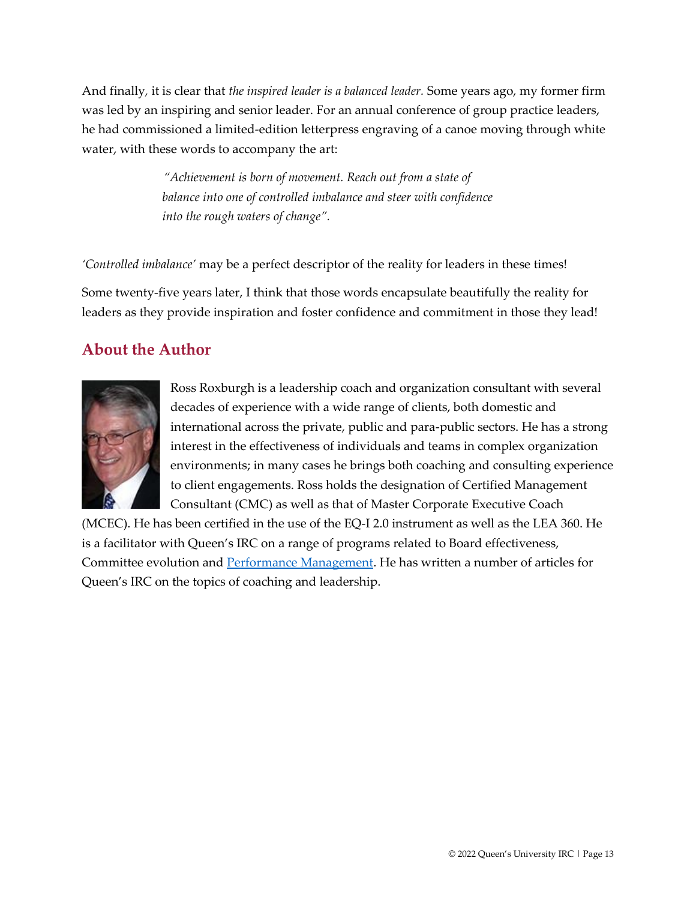And finally, it is clear that *the inspired leader is a balanced leader.* Some years ago, my former firm was led by an inspiring and senior leader. For an annual conference of group practice leaders, he had commissioned a limited-edition letterpress engraving of a canoe moving through white water, with these words to accompany the art:

> *"Achievement is born of movement. Reach out from a state of balance into one of controlled imbalance and steer with confidence into the rough waters of change".*

*'Controlled imbalance'* may be a perfect descriptor of the reality for leaders in these times!

Some twenty-five years later, I think that those words encapsulate beautifully the reality for leaders as they provide inspiration and foster confidence and commitment in those they lead!

## About the Author

Ross Roxburgh is a leadership coach and organization consultant with several decades of experience with a wide range of clients, both domestic and international across the private, public and para-public sectors. He has a strong interest in the effectiveness of individuals and teams in complex organization environments; in many cases he brings both coaching and consulting experience to client engagements. Ross holds the designation of Certified Management Consultant (CMC) as well as that of Master Corporate Executive Coach (MCEC). He has been certified in the use of the EQ-I 2.0 instrument as well as the LEA 360. He is a facilitator with Queen's IRC on a range of programs related to Board effectiveness, Committee evolution and Performance Management. He has written a number of articles for Queen's IRC on the topics of coaching and leadership.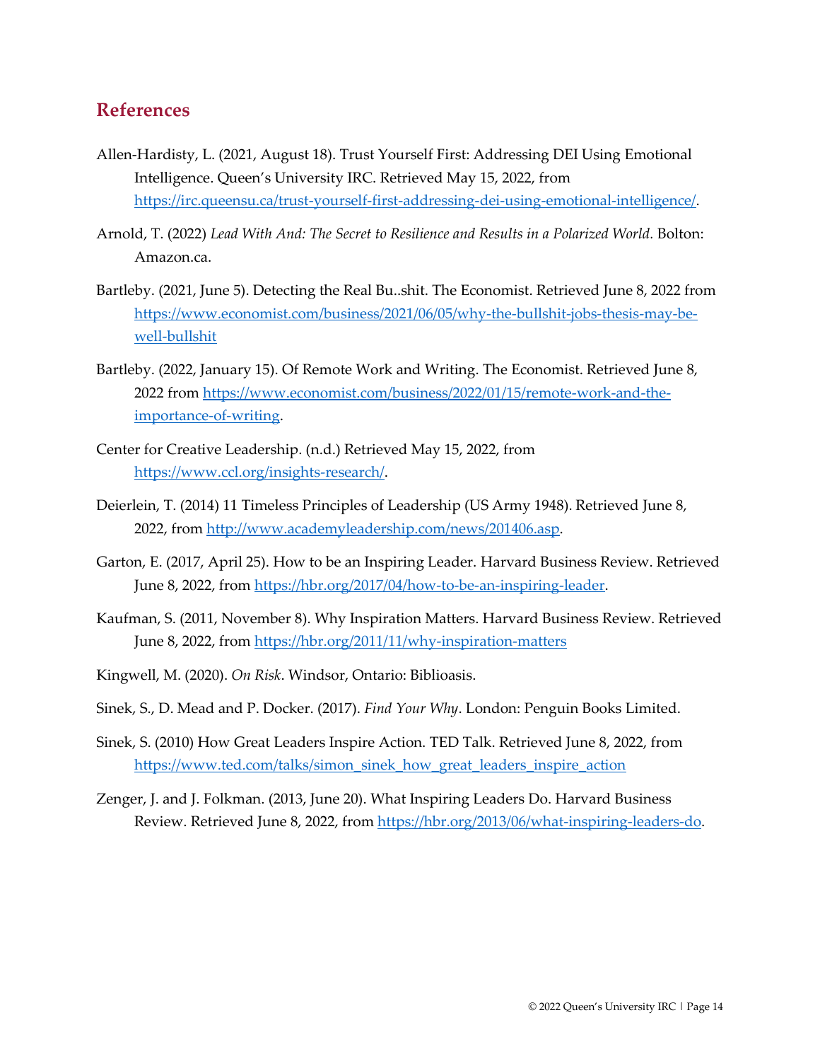## References

Allen-Hardisty, L. (2021, August 18). Trust Yourself First: Addressing DEI Using Emotional Intelligence. Queen's University IRC. Retrieved May 15, 2022, from https://irc.queensu.ca/trust-yourself-first-addressing-dei-using-emotional-intelligence/.

Arnold, T. (2022) *Lead With And: The Secret to Resilience and Results in a Polarized World*. Bolton: Amazon.ca.

Bartleby. (2021, June 5). Detecting the Real Bu..shit. The Economist. Retrieved June 8, 2022 from https://www.economist.com/business/2021/06/05/why-the-bullshit-jobs-thesis-may-be-well-bullshit

Bartleby. (2022, January 15). Of Remote Work and Writing. The Economist. Retrieved June 8, 2022 from https://www.economist.com/business/2022/01/15/remote-work-and-the-importance-of-writing.

Center for Creative Leadership. (n.d.) Retrieved May 15, 2022, from https://www.ccl.org/insights-research/.

Deierlein, T. (2014) 11 Timeless Principles of Leadership (US Army 1948). Retrieved June 8, 2022, from http://www.academyleadership.com/news/201406.asp.

Garton, E. (2017, April 25). How to be an Inspiring Leader. Harvard Business Review. Retrieved June 8, 2022, from https://hbr.org/2017/04/how-to-be-an-inspiring-leader.

Kaufman, S. (2011, November 8). Why Inspiration Matters. Harvard Business Review. Retrieved June 8, 2022, from https://hbr.org/2011/11/why-inspiration-matters

Kingwell, M. (2020). *On Risk*. Windsor, Ontario: Biblioasis.

Sinek, S., D. Mead and P. Docker. (2017). *Find Your Why*. London: Penguin Books Limited.

Sinek, S. (2010) How Great Leaders Inspire Action. TED Talk. Retrieved June 8, 2022, from https://www.ted.com/talks/simon_sinek_how_great_leaders_inspire_action

Zenger, J. and J. Folkman. (2013, June 20). What Inspiring Leaders Do. Harvard Business Review. Retrieved June 8, 2022, from https://hbr.org/2013/06/what-inspiring-leaders-do.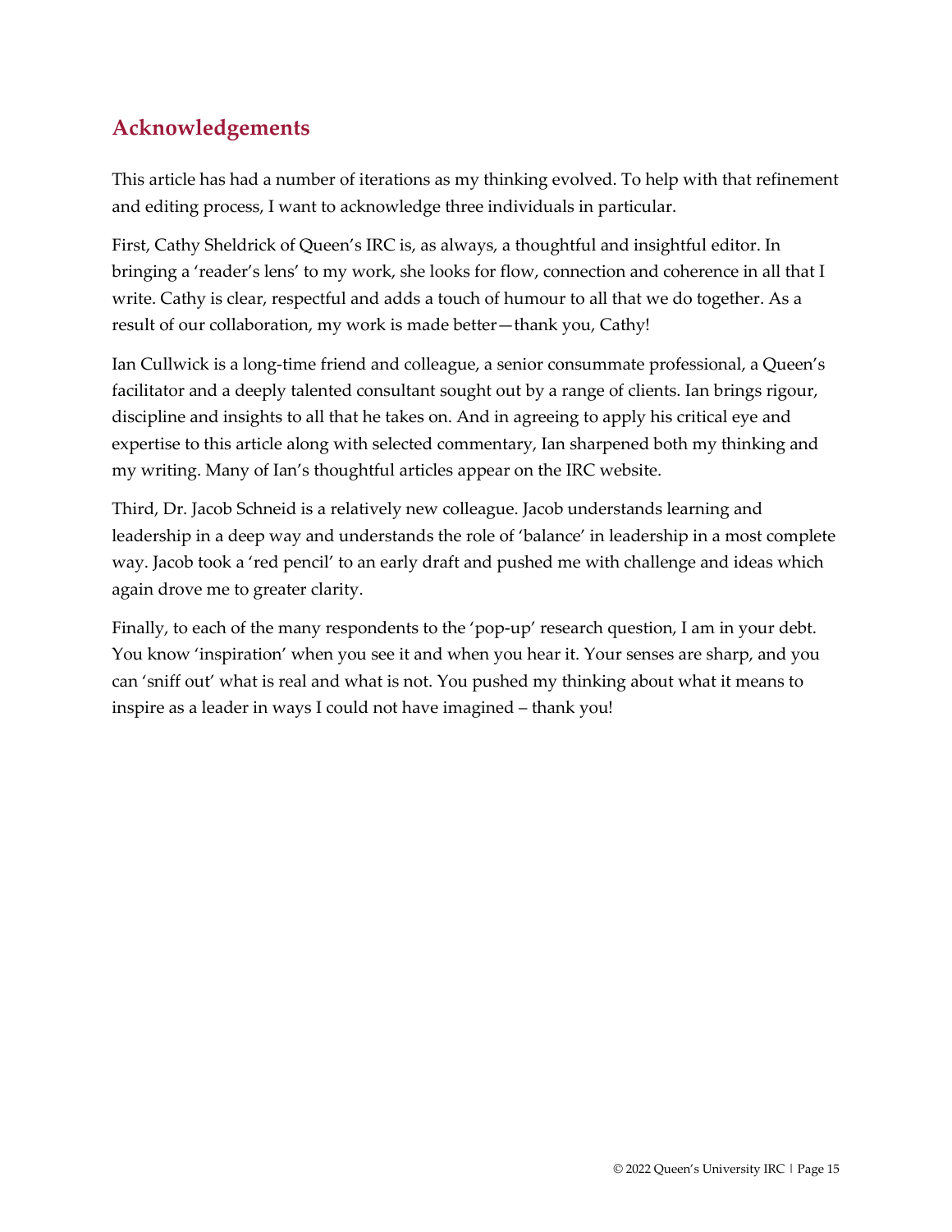## Acknowledgements

This article has had a number of iterations as my thinking evolved. To help with that refinement and editing process, I want to acknowledge three individuals in particular.

First, Cathy Sheldrick of Queen's IRC is, as always, a thoughtful and insightful editor. In bringing a 'reader's lens' to my work, she looks for flow, connection and coherence in all that I write. Cathy is clear, respectful and adds a touch of humour to all that we do together. As a result of our collaboration, my work is made better—thank you, Cathy!

Ian Cullwick is a long-time friend and colleague, a senior consummate professional, a Queen's facilitator and a deeply talented consultant sought out by a range of clients. Ian brings rigour, discipline and insights to all that he takes on. And in agreeing to apply his critical eye and expertise to this article along with selected commentary, Ian sharpened both my thinking and my writing. Many of Ian's thoughtful articles appear on the IRC website.

Third, Dr. Jacob Schneid is a relatively new colleague. Jacob understands learning and leadership in a deep way and understands the role of 'balance' in leadership in a most complete way. Jacob took a 'red pencil' to an early draft and pushed me with challenge and ideas which again drove me to greater clarity.

Finally, to each of the many respondents to the 'pop-up' research question, I am in your debt. You know 'inspiration' when you see it and when you hear it. Your senses are sharp, and you can 'sniff out' what is real and what is not. You pushed my thinking about what it means to inspire as a leader in ways I could not have imagined – thank you!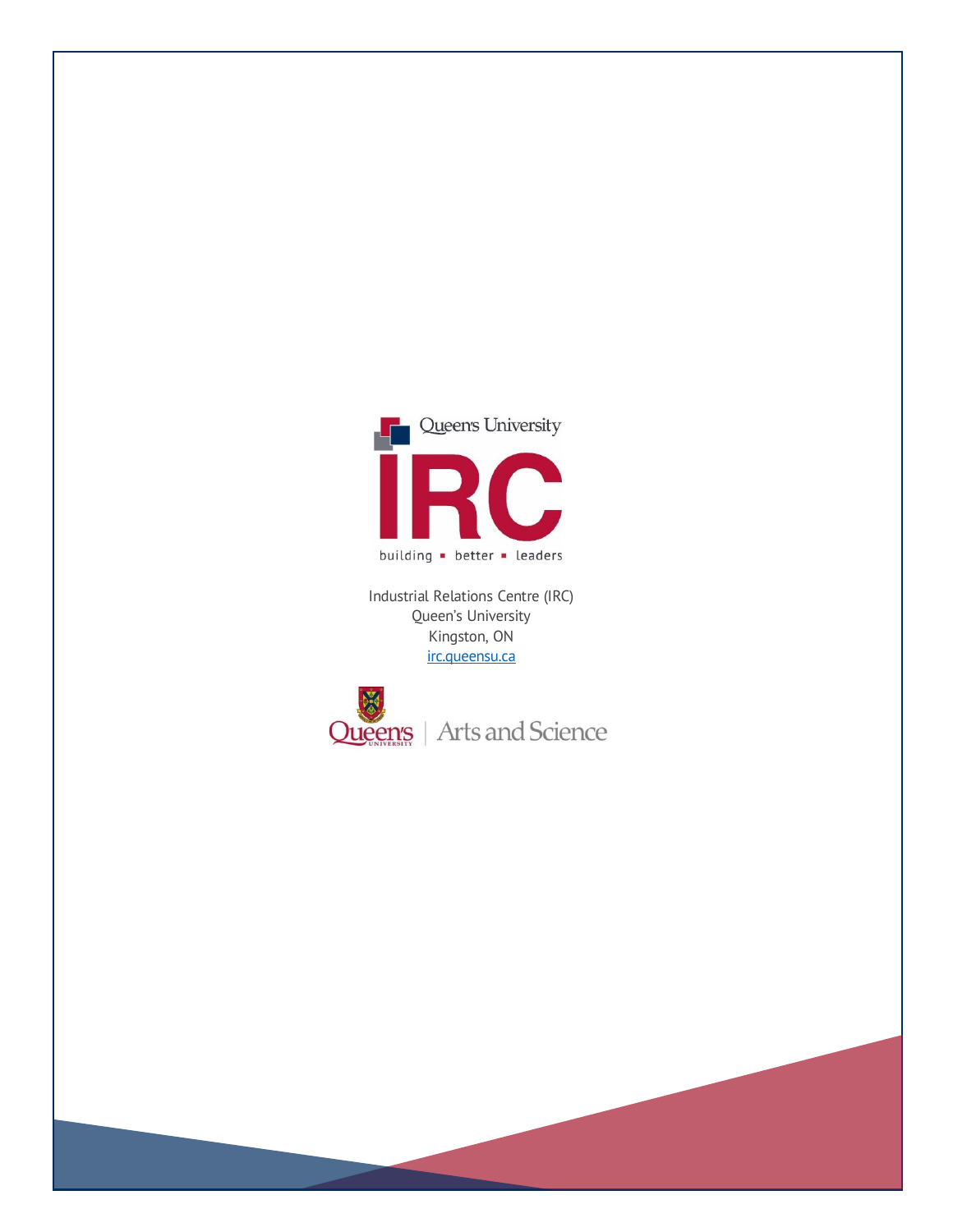Industrial Relations Centre (IRC)
Queen's University
Kingston, ON
irc.queensu.ca